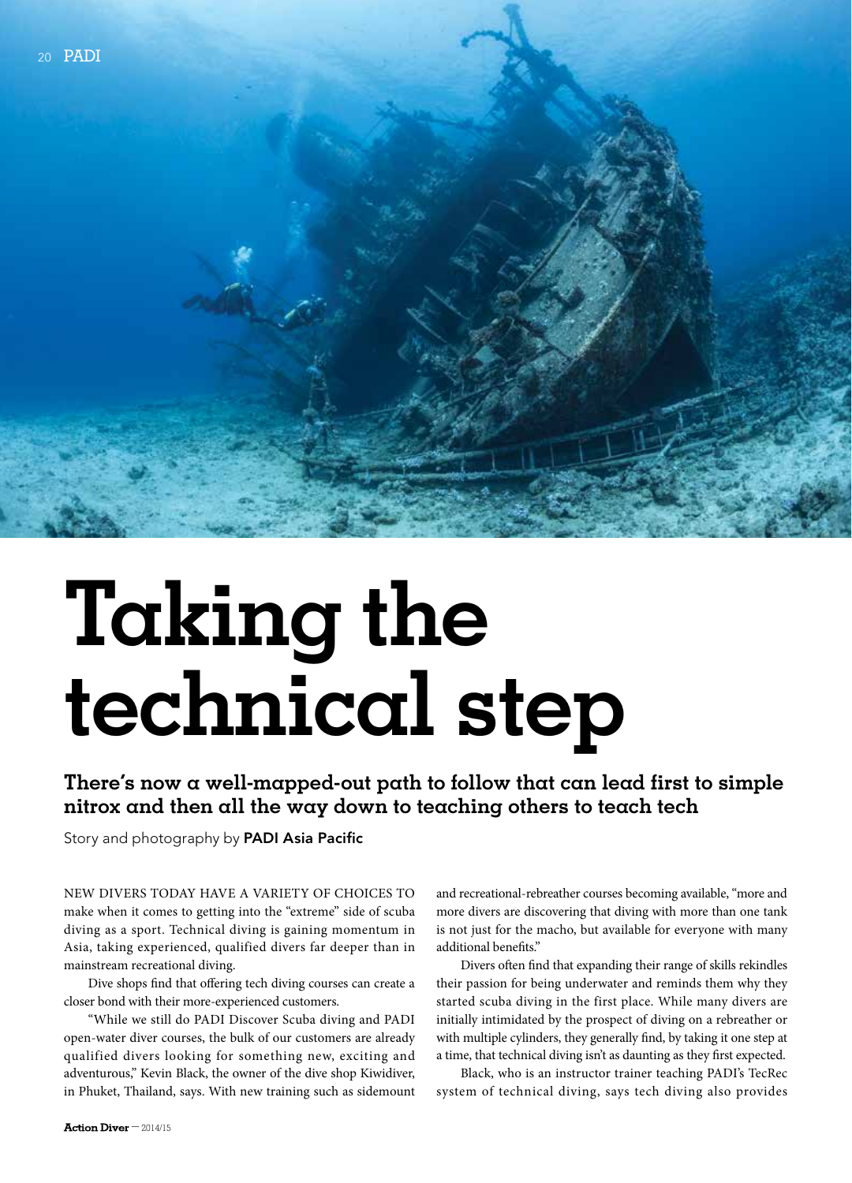# Taking the technical step

**There's now a well-mapped-out path to follow that can lead first to simple nitrox and then all the way down to teaching others to teach tech**

Story and photography by **PADI Asia Pacific**

NEW DIVERS TODAY HAVE A VARIETY OF CHOICES TO make when it comes to getting into the "extreme" side of scuba diving as a sport. Technical diving is gaining momentum in Asia, taking experienced, qualified divers far deeper than in mainstream recreational diving.

Dive shops find that offering tech diving courses can create a closer bond with their more-experienced customers.

"While we still do PADI Discover Scuba diving and PADI open-water diver courses, the bulk of our customers are already qualified divers looking for something new, exciting and adventurous," Kevin Black, the owner of the dive shop Kiwidiver, in Phuket, Thailand, says. With new training such as sidemount and recreational-rebreather courses becoming available, "more and more divers are discovering that diving with more than one tank is not just for the macho, but available for everyone with many additional benefits."

Divers often find that expanding their range of skills rekindles their passion for being underwater and reminds them why they started scuba diving in the first place. While many divers are initially intimidated by the prospect of diving on a rebreather or with multiple cylinders, they generally find, by taking it one step at a time, that technical diving isn't as daunting as they first expected.

Black, who is an instructor trainer teaching PADI's TecRec system of technical diving, says tech diving also provides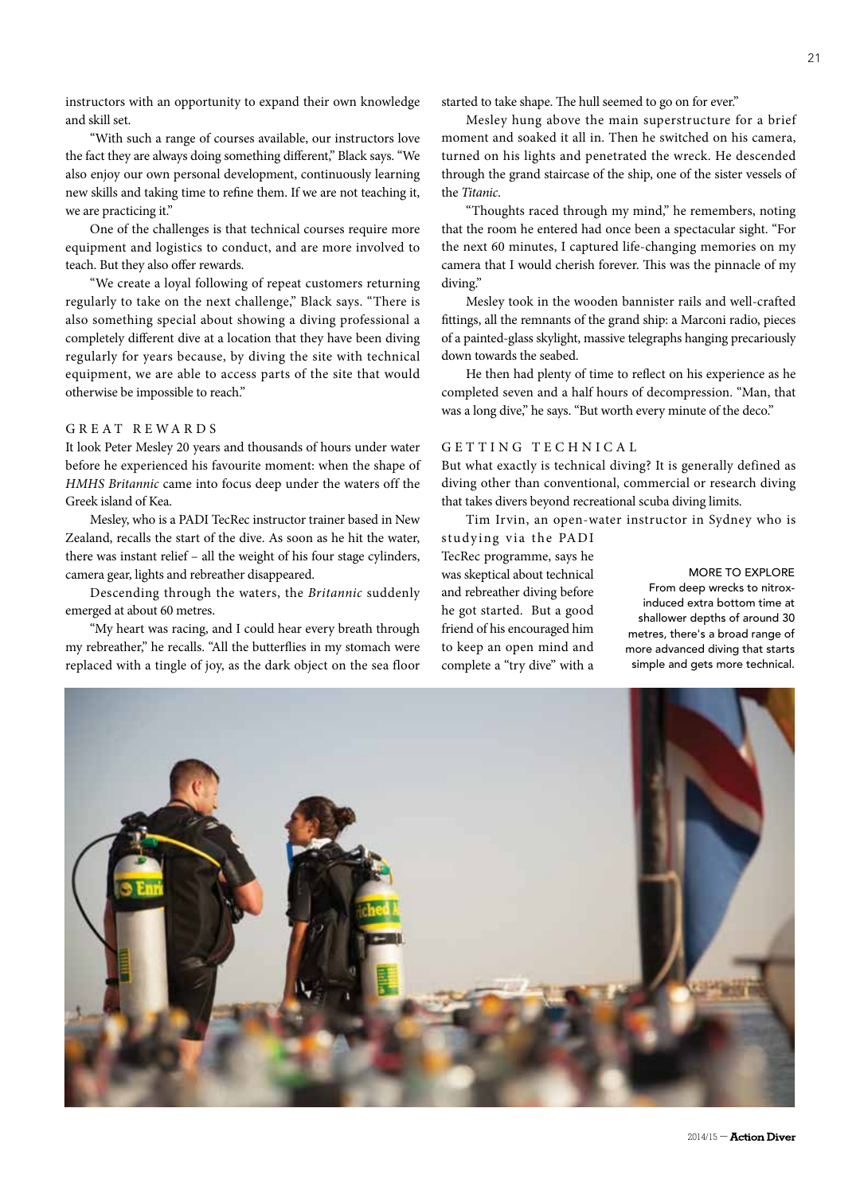instructors with an opportunity to expand their own knowledge and skill set.

"With such a range of courses available, our instructors love the fact they are always doing something different," Black says. "We also enjoy our own personal development, continuously learning new skills and taking time to refine them. If we are not teaching it, we are practicing it."

One of the challenges is that technical courses require more equipment and logistics to conduct, and are more involved to teach. But they also offer rewards.

"We create a loyal following of repeat customers returning regularly to take on the next challenge," Black says. "There is also something special about showing a diving professional a completely different dive at a location that they have been diving regularly for years because, by diving the site with technical equipment, we are able to access parts of the site that would otherwise be impossible to reach."

## GREAT REWARDS

It look Peter Mesley 20 years and thousands of hours under water before he experienced his favourite moment: when the shape of *HMHS Britannic* came into focus deep under the waters off the Greek island of Kea.

Mesley, who is a PADI TecRec instructor trainer based in New Zealand, recalls the start of the dive. As soon as he hit the water, there was instant relief – all the weight of his four stage cylinders, camera gear, lights and rebreather disappeared.

Descending through the waters, the *Britannic* suddenly emerged at about 60 metres.

"My heart was racing, and I could hear every breath through my rebreather," he recalls. "All the butterflies in my stomach were replaced with a tingle of joy, as the dark object on the sea floor started to take shape. The hull seemed to go on for ever."

Mesley hung above the main superstructure for a brief moment and soaked it all in. Then he switched on his camera, turned on his lights and penetrated the wreck. He descended through the grand staircase of the ship, one of the sister vessels of the *Titanic*.

"Thoughts raced through my mind," he remembers, noting that the room he entered had once been a spectacular sight. "For the next 60 minutes, I captured life-changing memories on my camera that I would cherish forever. This was the pinnacle of my diving."

Mesley took in the wooden bannister rails and well-crafted fittings, all the remnants of the grand ship: a Marconi radio, pieces of a painted-glass skylight, massive telegraphs hanging precariously down towards the seabed.

He then had plenty of time to reflect on his experience as he completed seven and a half hours of decompression. "Man, that was a long dive," he says. "But worth every minute of the deco."

## GETTING TECHNICAL

But what exactly is technical diving? It is generally defined as diving other than conventional, commercial or research diving that takes divers beyond recreational scuba diving limits.

Tim Irvin, an open-water instructor in Sydney who is studying via the PADI TecRec programme, says he was skeptical about technical and rebreather diving before he got started. But a good friend of his encouraged him to keep an open mind and complete a "try dive" with a

MORE TO EXPLORE
From deep wrecks to nitrox-induced extra bottom time at shallower depths of around 30 metres, there's a broad range of more advanced diving that starts simple and gets more technical.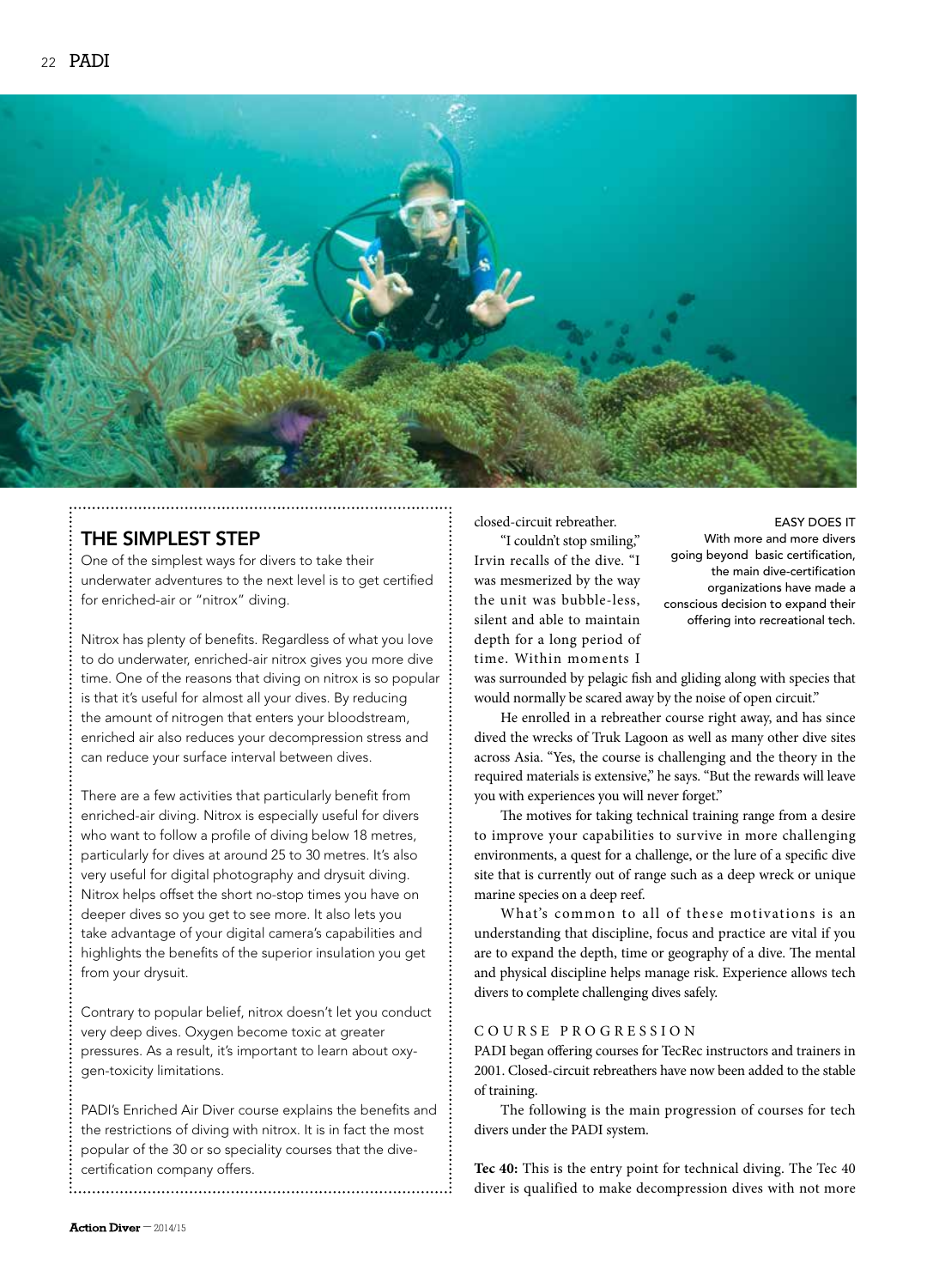## THE SIMPLEST STEP

One of the simplest ways for divers to take their underwater adventures to the next level is to get certified for enriched-air or "nitrox" diving.

Nitrox has plenty of benefits. Regardless of what you love to do underwater, enriched-air nitrox gives you more dive time. One of the reasons that diving on nitrox is so popular is that it's useful for almost all your dives. By reducing the amount of nitrogen that enters your bloodstream, enriched air also reduces your decompression stress and can reduce your surface interval between dives.

There are a few activities that particularly benefit from enriched-air diving. Nitrox is especially useful for divers who want to follow a profile of diving below 18 metres, particularly for dives at around 25 to 30 metres. It's also very useful for digital photography and drysuit diving. Nitrox helps offset the short no-stop times you have on deeper dives so you get to see more. It also lets you take advantage of your digital camera's capabilities and highlights the benefits of the superior insulation you get from your drysuit.

Contrary to popular belief, nitrox doesn't let you conduct very deep dives. Oxygen become toxic at greater pressures. As a result, it's important to learn about oxygen-toxicity limitations.

PADI's Enriched Air Diver course explains the benefits and the restrictions of diving with nitrox. It is in fact the most popular of the 30 or so speciality courses that the dive-certification company offers.

closed-circuit rebreather.

"I couldn't stop smiling," Irvin recalls of the dive. "I was mesmerized by the way the unit was bubble-less, silent and able to maintain depth for a long period of time. Within moments I was surrounded by pelagic fish and gliding along with species that would normally be scared away by the noise of open circuit."

EASY DOES IT
With more and more divers going beyond basic certification, the main dive-certification organizations have made a conscious decision to expand their offering into recreational tech.

He enrolled in a rebreather course right away, and has since dived the wrecks of Truk Lagoon as well as many other dive sites across Asia. "Yes, the course is challenging and the theory in the required materials is extensive," he says. "But the rewards will leave you with experiences you will never forget."

The motives for taking technical training range from a desire to improve your capabilities to survive in more challenging environments, a quest for a challenge, or the lure of a specific dive site that is currently out of range such as a deep wreck or unique marine species on a deep reef.

What's common to all of these motivations is an understanding that discipline, focus and practice are vital if you are to expand the depth, time or geography of a dive. The mental and physical discipline helps manage risk. Experience allows tech divers to complete challenging dives safely.

### COURSE PROGRESSION

PADI began offering courses for TecRec instructors and trainers in 2001. Closed-circuit rebreathers have now been added to the stable of training.

The following is the main progression of courses for tech divers under the PADI system.

**Tec 40:** This is the entry point for technical diving. The Tec 40 diver is qualified to make decompression dives with not more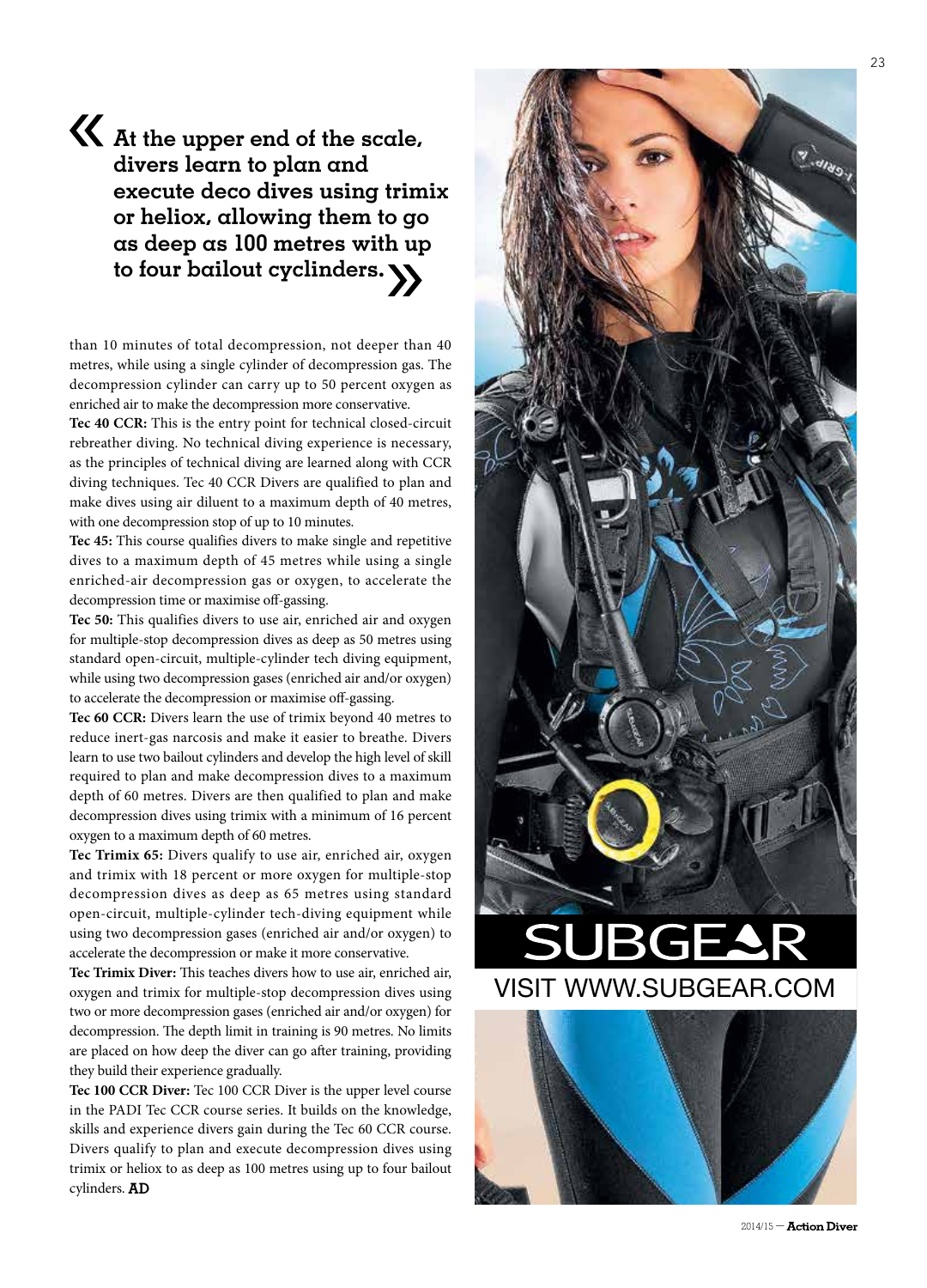« At the upper end of the scale, divers learn to plan and execute deco dives using trimix or heliox, allowing them to go as deep as 100 metres with up to four bailout cyclinders. »

than 10 minutes of total decompression, not deeper than 40 metres, while using a single cylinder of decompression gas. The decompression cylinder can carry up to 50 percent oxygen as enriched air to make the decompression more conservative.

**Tec 40 CCR:** This is the entry point for technical closed-circuit rebreather diving. No technical diving experience is necessary, as the principles of technical diving are learned along with CCR diving techniques. Tec 40 CCR Divers are qualified to plan and make dives using air diluent to a maximum depth of 40 metres, with one decompression stop of up to 10 minutes.

**Tec 45:** This course qualifies divers to make single and repetitive dives to a maximum depth of 45 metres while using a single enriched-air decompression gas or oxygen, to accelerate the decompression time or maximise off-gassing.

**Tec 50:** This qualifies divers to use air, enriched air and oxygen for multiple-stop decompression dives as deep as 50 metres using standard open-circuit, multiple-cylinder tech diving equipment, while using two decompression gases (enriched air and/or oxygen) to accelerate the decompression or maximise off-gassing.

**Tec 60 CCR:** Divers learn the use of trimix beyond 40 metres to reduce inert-gas narcosis and make it easier to breathe. Divers learn to use two bailout cylinders and develop the high level of skill required to plan and make decompression dives to a maximum depth of 60 metres. Divers are then qualified to plan and make decompression dives using trimix with a minimum of 16 percent oxygen to a maximum depth of 60 metres.

**Tec Trimix 65:** Divers qualify to use air, enriched air, oxygen and trimix with 18 percent or more oxygen for multiple-stop decompression dives as deep as 65 metres using standard open-circuit, multiple-cylinder tech-diving equipment while using two decompression gases (enriched air and/or oxygen) to accelerate the decompression or make it more conservative.

**Tec Trimix Diver:** This teaches divers how to use air, enriched air, oxygen and trimix for multiple-stop decompression dives using two or more decompression gases (enriched air and/or oxygen) for decompression. The depth limit in training is 90 metres. No limits are placed on how deep the diver can go after training, providing they build their experience gradually.

**Tec 100 CCR Diver:** Tec 100 CCR Diver is the upper level course in the PADI Tec CCR course series. It builds on the knowledge, skills and experience divers gain during the Tec 60 CCR course. Divers qualify to plan and execute decompression dives using trimix or heliox to as deep as 100 metres using up to four bailout cylinders. **AD**

SUBGEAR

VISIT WWW.SUBGEAR.COM